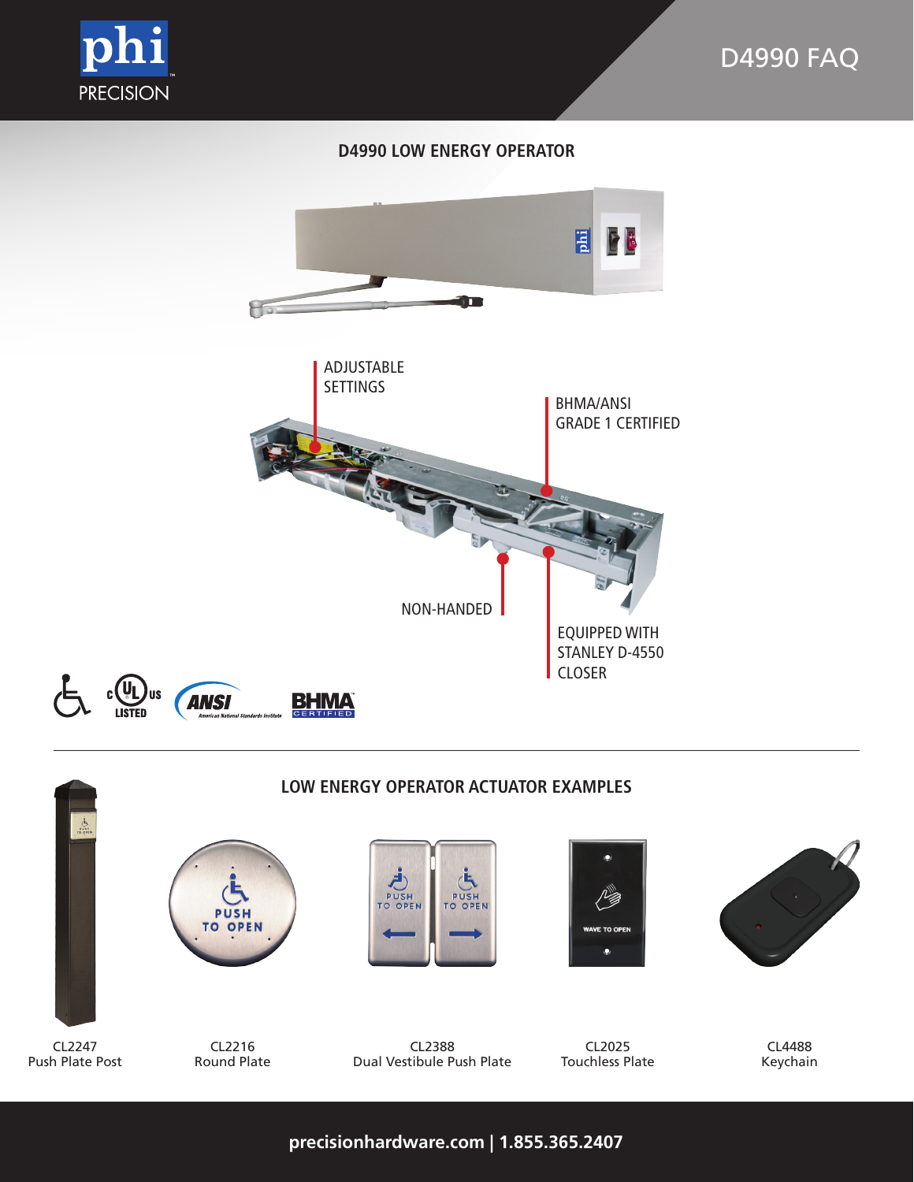# D4990 FAQ

## D4990 LOW ENERGY OPERATOR

ADJUSTABLE SETTINGS

BHMA/ANSI GRADE 1 CERTIFIED

NON-HANDED

EQUIPPED WITH STANLEY D-4550 CLOSER

## LOW ENERGY OPERATOR ACTUATOR EXAMPLES

CL2247
Push Plate Post

CL2216
Round Plate

CL2388
Dual Vestibule Push Plate

CL2025
Touchless Plate

CL4488
Keychain

**precisionhardware.com | 1.855.365.2407**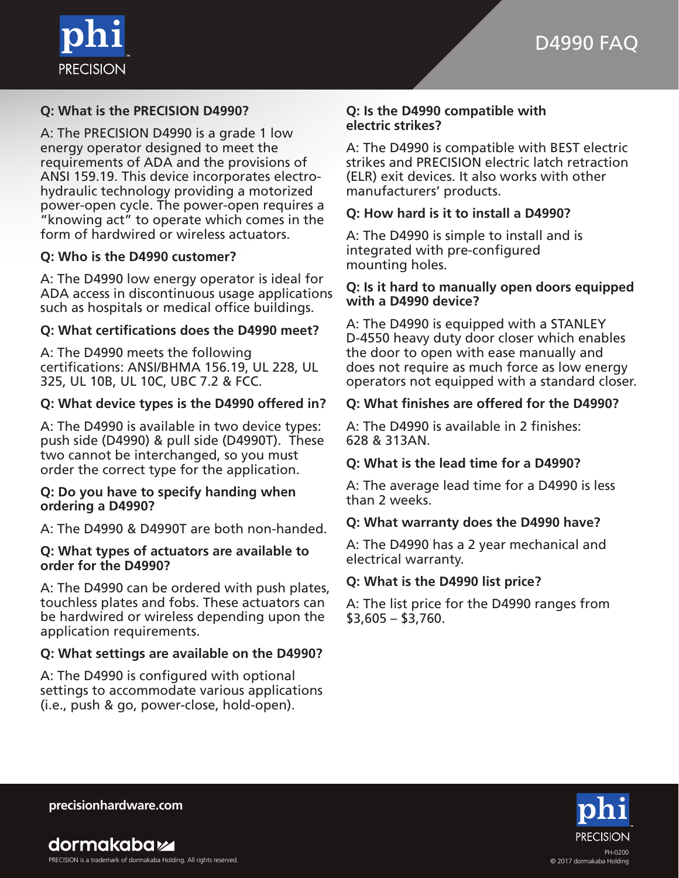# D4990 FAQ

**Q: What is the PRECISION D4990?**

A: The PRECISION D4990 is a grade 1 low energy operator designed to meet the requirements of ADA and the provisions of ANSI 159.19. This device incorporates electro-hydraulic technology providing a motorized power-open cycle. The power-open requires a "knowing act" to operate which comes in the form of hardwired or wireless actuators.

**Q: Who is the D4990 customer?**

A: The D4990 low energy operator is ideal for ADA access in discontinuous usage applications such as hospitals or medical office buildings.

**Q: What certifications does the D4990 meet?**

A: The D4990 meets the following certifications: ANSI/BHMA 156.19, UL 228, UL 325, UL 10B, UL 10C, UBC 7.2 & FCC.

**Q: What device types is the D4990 offered in?**

A: The D4990 is available in two device types: push side (D4990) & pull side (D4990T). These two cannot be interchanged, so you must order the correct type for the application.

**Q: Do you have to specify handing when ordering a D4990?**

A: The D4990 & D4990T are both non-handed.

**Q: What types of actuators are available to order for the D4990?**

A: The D4990 can be ordered with push plates, touchless plates and fobs. These actuators can be hardwired or wireless depending upon the application requirements.

**Q: What settings are available on the D4990?**

A: The D4990 is configured with optional settings to accommodate various applications (i.e., push & go, power-close, hold-open).

**Q: Is the D4990 compatible with electric strikes?**

A: The D4990 is compatible with BEST electric strikes and PRECISION electric latch retraction (ELR) exit devices. It also works with other manufacturers' products.

**Q: How hard is it to install a D4990?**

A: The D4990 is simple to install and is integrated with pre-configured mounting holes.

**Q: Is it hard to manually open doors equipped with a D4990 device?**

A: The D4990 is equipped with a STANLEY D-4550 heavy duty door closer which enables the door to open with ease manually and does not require as much force as low energy operators not equipped with a standard closer.

**Q: What finishes are offered for the D4990?**

A: The D4990 is available in 2 finishes: 628 & 313AN.

**Q: What is the lead time for a D4990?**

A: The average lead time for a D4990 is less than 2 weeks.

**Q: What warranty does the D4990 have?**

A: The D4990 has a 2 year mechanical and electrical warranty.

**Q: What is the D4990 list price?**

A: The list price for the D4990 ranges from $3,605 – $3,760.

**precisionhardware.com**

PRECISION is a trademark of dormakaba Holding. All rights reserved.

PH-0200
© 2017 dormakaba Holding